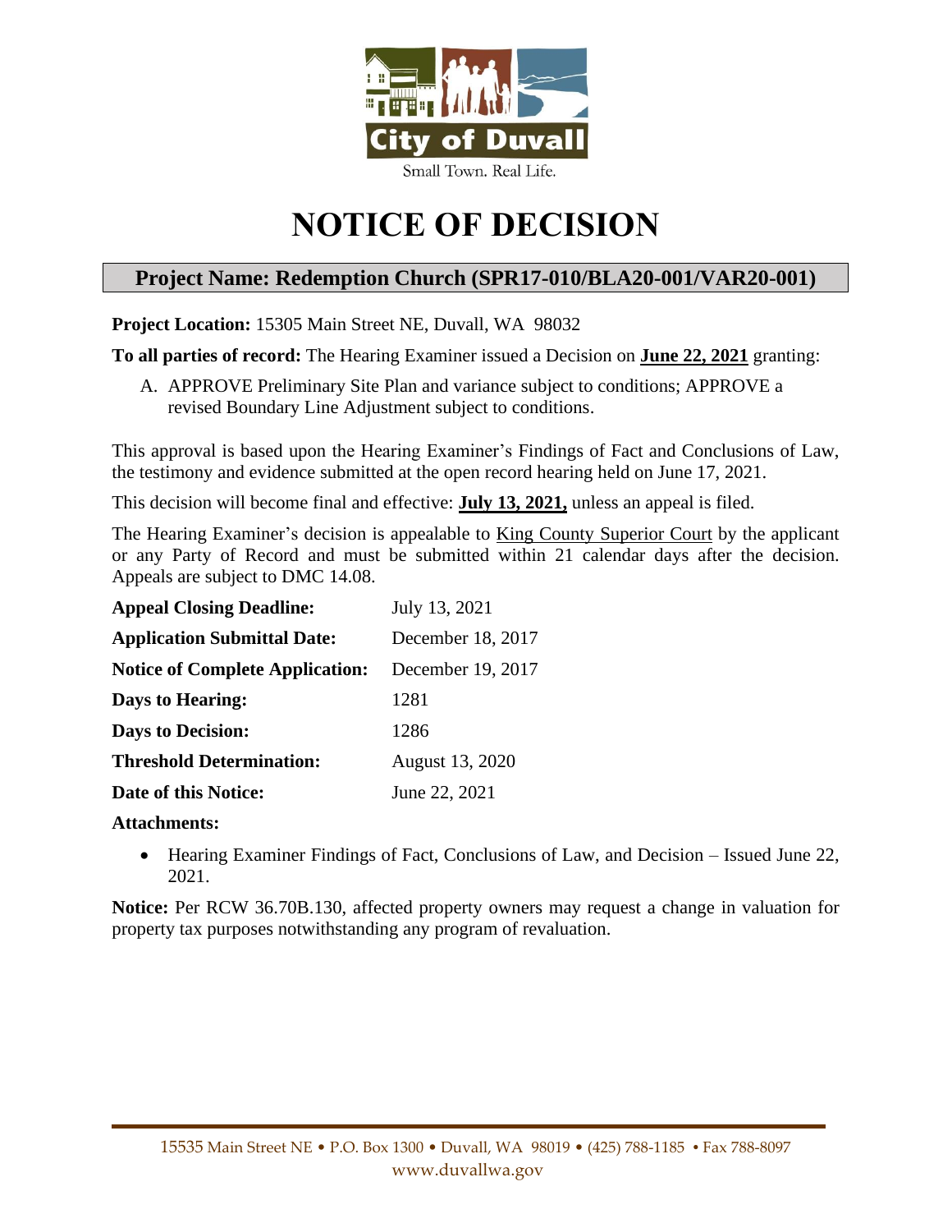City of Duvall

Small Town. Real Life.

# NOTICE OF DECISION

## Project Name: Redemption Church (SPR17-010/BLA20-001/VAR20-001)

**Project Location:** 15305 Main Street NE, Duvall, WA 98032

**To all parties of record:** The Hearing Examiner issued a Decision on **June 22, 2021** granting:

A. APPROVE Preliminary Site Plan and variance subject to conditions; APPROVE a revised Boundary Line Adjustment subject to conditions.

This approval is based upon the Hearing Examiner's Findings of Fact and Conclusions of Law, the testimony and evidence submitted at the open record hearing held on June 17, 2021.

This decision will become final and effective: **July 13, 2021,** unless an appeal is filed.

The Hearing Examiner's decision is appealable to King County Superior Court by the applicant or any Party of Record and must be submitted within 21 calendar days after the decision. Appeals are subject to DMC 14.08.

| | |
|---|---|
| **Appeal Closing Deadline:** | July 13, 2021 |
| **Application Submittal Date:** | December 18, 2017 |
| **Notice of Complete Application:** | December 19, 2017 |
| **Days to Hearing:** | 1281 |
| **Days to Decision:** | 1286 |
| **Threshold Determination:** | August 13, 2020 |
| **Date of this Notice:** | June 22, 2021 |

**Attachments:**

- Hearing Examiner Findings of Fact, Conclusions of Law, and Decision – Issued June 22, 2021.

**Notice:** Per RCW 36.70B.130, affected property owners may request a change in valuation for property tax purposes notwithstanding any program of revaluation.

15535 Main Street NE • P.O. Box 1300 • Duvall, WA 98019 • (425) 788-1185 • Fax 788-8097
www.duvallwa.gov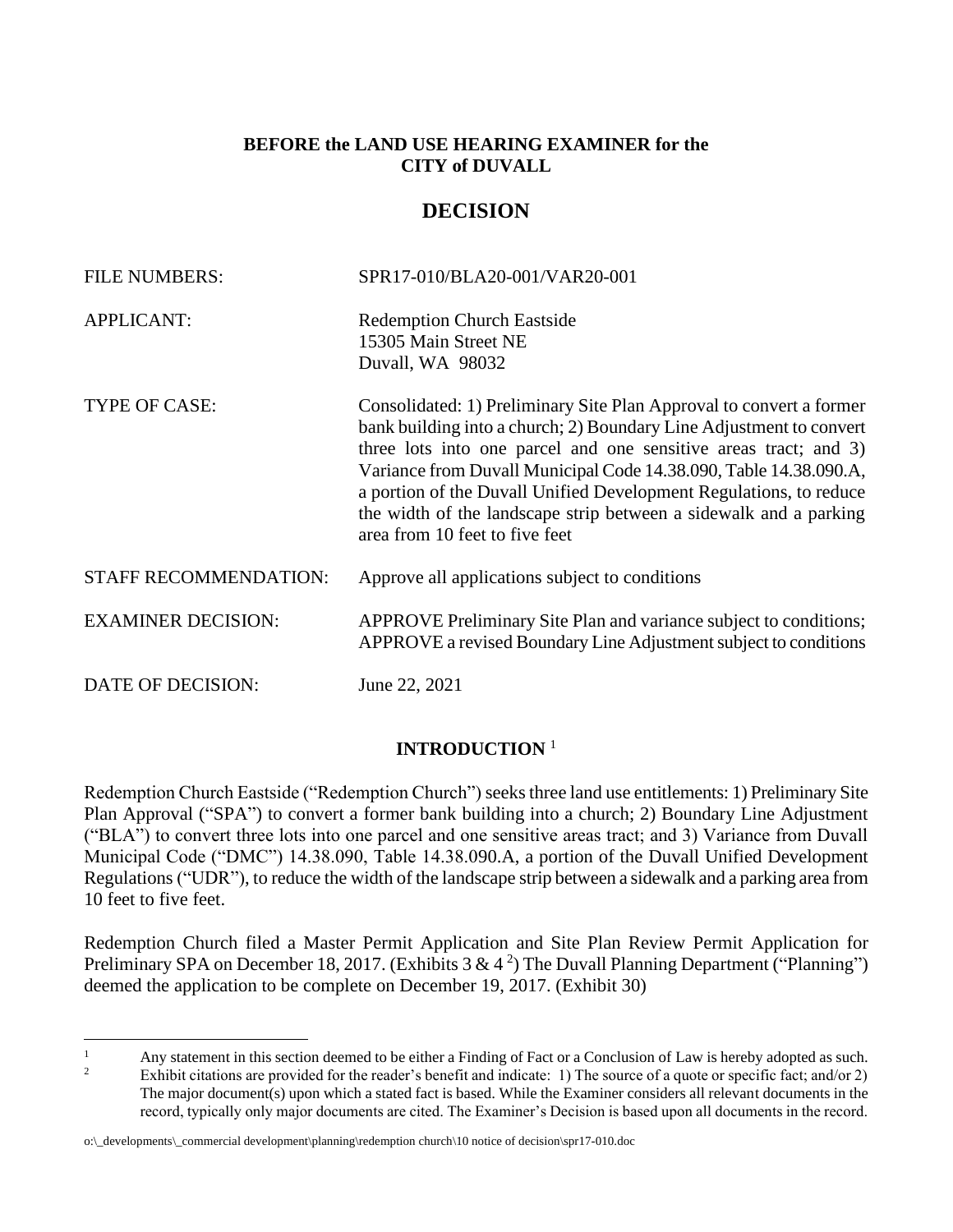**BEFORE the LAND USE HEARING EXAMINER for the CITY of DUVALL**

# DECISION

| | |
|---|---|
| FILE NUMBERS: | SPR17-010/BLA20-001/VAR20-001 |
| APPLICANT: | Redemption Church Eastside<br>15305 Main Street NE<br>Duvall, WA 98032 |
| TYPE OF CASE: | Consolidated: 1) Preliminary Site Plan Approval to convert a former bank building into a church; 2) Boundary Line Adjustment to convert three lots into one parcel and one sensitive areas tract; and 3) Variance from Duvall Municipal Code 14.38.090, Table 14.38.090.A, a portion of the Duvall Unified Development Regulations, to reduce the width of the landscape strip between a sidewalk and a parking area from 10 feet to five feet |
| STAFF RECOMMENDATION: | Approve all applications subject to conditions |
| EXAMINER DECISION: | APPROVE Preliminary Site Plan and variance subject to conditions; APPROVE a revised Boundary Line Adjustment subject to conditions |
| DATE OF DECISION: | June 22, 2021 |

## INTRODUCTION [1]

Redemption Church Eastside ("Redemption Church") seeks three land use entitlements: 1) Preliminary Site Plan Approval ("SPA") to convert a former bank building into a church; 2) Boundary Line Adjustment ("BLA") to convert three lots into one parcel and one sensitive areas tract; and 3) Variance from Duvall Municipal Code ("DMC") 14.38.090, Table 14.38.090.A, a portion of the Duvall Unified Development Regulations ("UDR"), to reduce the width of the landscape strip between a sidewalk and a parking area from 10 feet to five feet.

Redemption Church filed a Master Permit Application and Site Plan Review Permit Application for Preliminary SPA on December 18, 2017. (Exhibits 3 & 4 [2]) The Duvall Planning Department ("Planning") deemed the application to be complete on December 19, 2017. (Exhibit 30)

---

[1] Any statement in this section deemed to be either a Finding of Fact or a Conclusion of Law is hereby adopted as such.

[2] Exhibit citations are provided for the reader's benefit and indicate: 1) The source of a quote or specific fact; and/or 2) The major document(s) upon which a stated fact is based. While the Examiner considers all relevant documents in the record, typically only major documents are cited. The Examiner's Decision is based upon all documents in the record.

o:\_developments\_commercial development\planning\redemption church\10 notice of decision\spr17-010.doc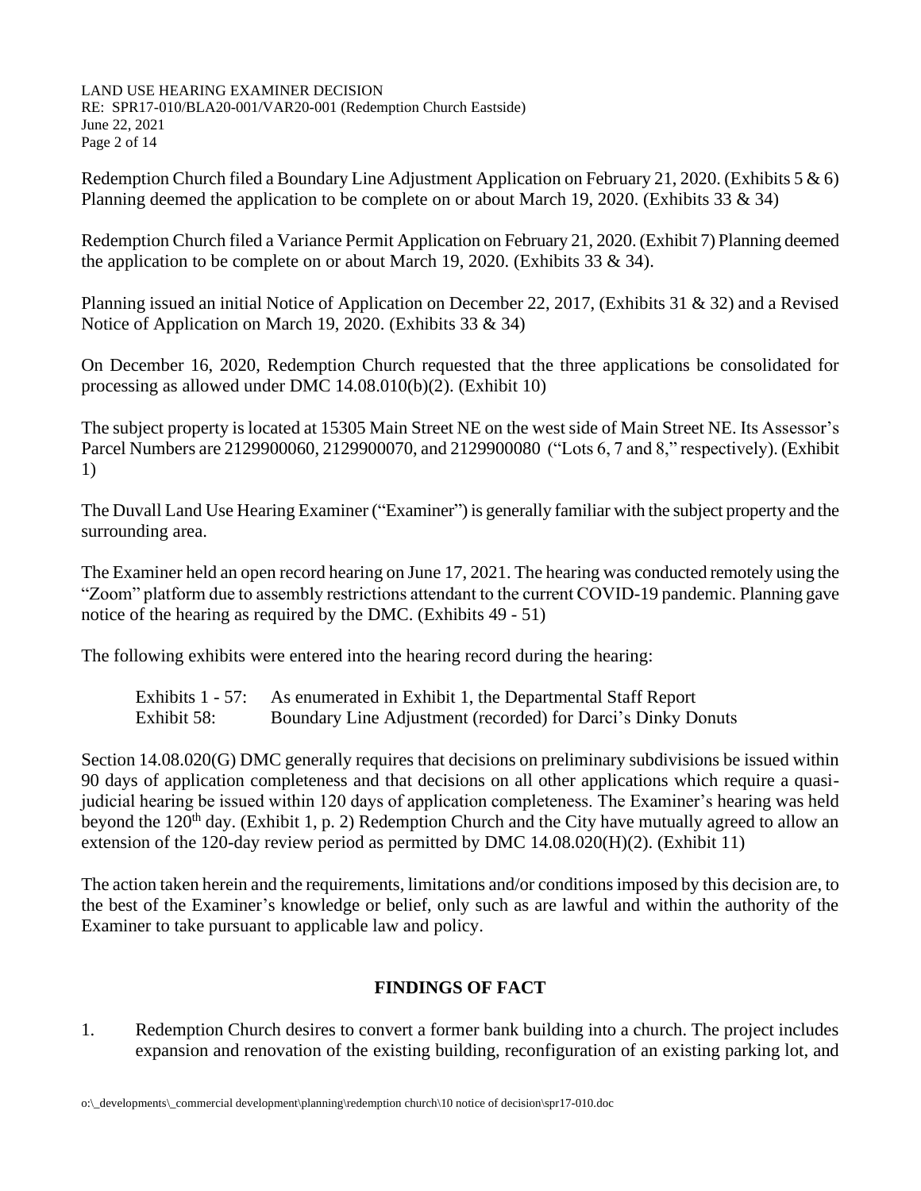Redemption Church filed a Boundary Line Adjustment Application on February 21, 2020. (Exhibits 5 & 6) Planning deemed the application to be complete on or about March 19, 2020. (Exhibits 33 & 34)

Redemption Church filed a Variance Permit Application on February 21, 2020. (Exhibit 7) Planning deemed the application to be complete on or about March 19, 2020. (Exhibits 33 & 34).

Planning issued an initial Notice of Application on December 22, 2017, (Exhibits 31 & 32) and a Revised Notice of Application on March 19, 2020. (Exhibits 33 & 34)

On December 16, 2020, Redemption Church requested that the three applications be consolidated for processing as allowed under DMC 14.08.010(b)(2). (Exhibit 10)

The subject property is located at 15305 Main Street NE on the west side of Main Street NE. Its Assessor's Parcel Numbers are 2129900060, 2129900070, and 2129900080 ("Lots 6, 7 and 8," respectively). (Exhibit 1)

The Duvall Land Use Hearing Examiner ("Examiner") is generally familiar with the subject property and the surrounding area.

The Examiner held an open record hearing on June 17, 2021. The hearing was conducted remotely using the "Zoom" platform due to assembly restrictions attendant to the current COVID-19 pandemic. Planning gave notice of the hearing as required by the DMC. (Exhibits 49 - 51)

The following exhibits were entered into the hearing record during the hearing:

| | |
|---|---|
| Exhibits 1 - 57: | As enumerated in Exhibit 1, the Departmental Staff Report |
| Exhibit 58: | Boundary Line Adjustment (recorded) for Darci's Dinky Donuts |

Section 14.08.020(G) DMC generally requires that decisions on preliminary subdivisions be issued within 90 days of application completeness and that decisions on all other applications which require a quasi-judicial hearing be issued within 120 days of application completeness. The Examiner's hearing was held beyond the 120th day. (Exhibit 1, p. 2) Redemption Church and the City have mutually agreed to allow an extension of the 120-day review period as permitted by DMC 14.08.020(H)(2). (Exhibit 11)

The action taken herein and the requirements, limitations and/or conditions imposed by this decision are, to the best of the Examiner's knowledge or belief, only such as are lawful and within the authority of the Examiner to take pursuant to applicable law and policy.

## FINDINGS OF FACT

1. Redemption Church desires to convert a former bank building into a church. The project includes expansion and renovation of the existing building, reconfiguration of an existing parking lot, and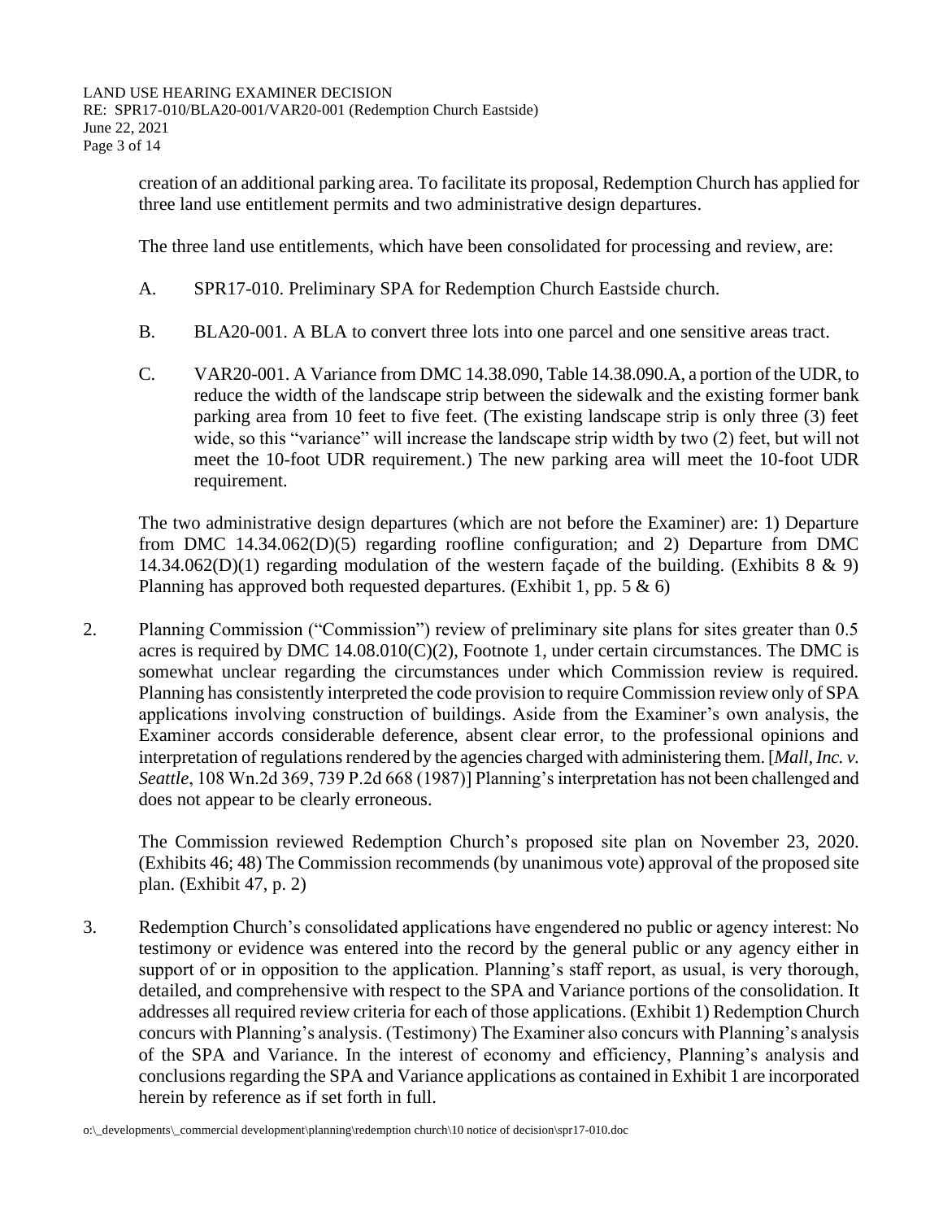creation of an additional parking area. To facilitate its proposal, Redemption Church has applied for three land use entitlement permits and two administrative design departures.

The three land use entitlements, which have been consolidated for processing and review, are:

A. SPR17-010. Preliminary SPA for Redemption Church Eastside church.

B. BLA20-001. A BLA to convert three lots into one parcel and one sensitive areas tract.

C. VAR20-001. A Variance from DMC 14.38.090, Table 14.38.090.A, a portion of the UDR, to reduce the width of the landscape strip between the sidewalk and the existing former bank parking area from 10 feet to five feet. (The existing landscape strip is only three (3) feet wide, so this "variance" will increase the landscape strip width by two (2) feet, but will not meet the 10-foot UDR requirement.) The new parking area will meet the 10-foot UDR requirement.

The two administrative design departures (which are not before the Examiner) are: 1) Departure from DMC 14.34.062(D)(5) regarding roofline configuration; and 2) Departure from DMC 14.34.062(D)(1) regarding modulation of the western façade of the building. (Exhibits 8 & 9) Planning has approved both requested departures. (Exhibit 1, pp. 5 & 6)

2. Planning Commission ("Commission") review of preliminary site plans for sites greater than 0.5 acres is required by DMC 14.08.010(C)(2), Footnote 1, under certain circumstances. The DMC is somewhat unclear regarding the circumstances under which Commission review is required. Planning has consistently interpreted the code provision to require Commission review only of SPA applications involving construction of buildings. Aside from the Examiner's own analysis, the Examiner accords considerable deference, absent clear error, to the professional opinions and interpretation of regulations rendered by the agencies charged with administering them. [*Mall, Inc. v. Seattle*, 108 Wn.2d 369, 739 P.2d 668 (1987)] Planning's interpretation has not been challenged and does not appear to be clearly erroneous.

   The Commission reviewed Redemption Church's proposed site plan on November 23, 2020. (Exhibits 46; 48) The Commission recommends (by unanimous vote) approval of the proposed site plan. (Exhibit 47, p. 2)

3. Redemption Church's consolidated applications have engendered no public or agency interest: No testimony or evidence was entered into the record by the general public or any agency either in support of or in opposition to the application. Planning's staff report, as usual, is very thorough, detailed, and comprehensive with respect to the SPA and Variance portions of the consolidation. It addresses all required review criteria for each of those applications. (Exhibit 1) Redemption Church concurs with Planning's analysis. (Testimony) The Examiner also concurs with Planning's analysis of the SPA and Variance. In the interest of economy and efficiency, Planning's analysis and conclusions regarding the SPA and Variance applications as contained in Exhibit 1 are incorporated herein by reference as if set forth in full.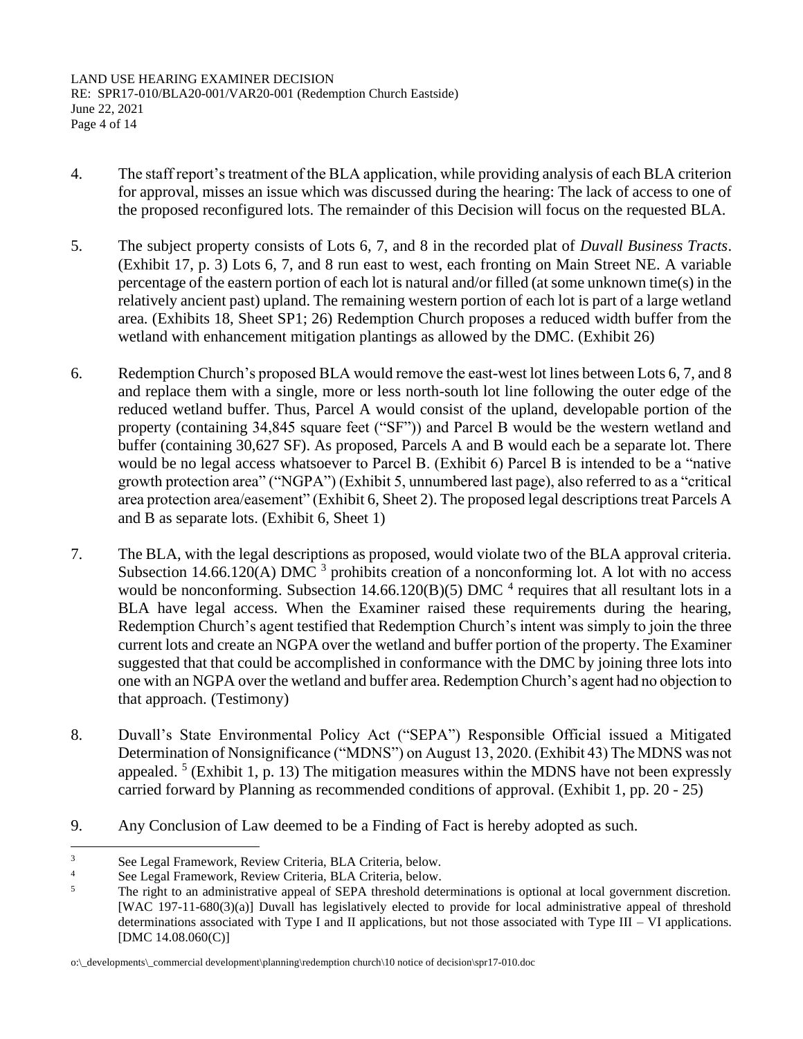4. The staff report's treatment of the BLA application, while providing analysis of each BLA criterion for approval, misses an issue which was discussed during the hearing: The lack of access to one of the proposed reconfigured lots. The remainder of this Decision will focus on the requested BLA.

5. The subject property consists of Lots 6, 7, and 8 in the recorded plat of *Duvall Business Tracts*. (Exhibit 17, p. 3) Lots 6, 7, and 8 run east to west, each fronting on Main Street NE. A variable percentage of the eastern portion of each lot is natural and/or filled (at some unknown time(s) in the relatively ancient past) upland. The remaining western portion of each lot is part of a large wetland area. (Exhibits 18, Sheet SP1; 26) Redemption Church proposes a reduced width buffer from the wetland with enhancement mitigation plantings as allowed by the DMC. (Exhibit 26)

6. Redemption Church's proposed BLA would remove the east-west lot lines between Lots 6, 7, and 8 and replace them with a single, more or less north-south lot line following the outer edge of the reduced wetland buffer. Thus, Parcel A would consist of the upland, developable portion of the property (containing 34,845 square feet ("SF")) and Parcel B would be the western wetland and buffer (containing 30,627 SF). As proposed, Parcels A and B would each be a separate lot. There would be no legal access whatsoever to Parcel B. (Exhibit 6) Parcel B is intended to be a "native growth protection area" ("NGPA") (Exhibit 5, unnumbered last page), also referred to as a "critical area protection area/easement" (Exhibit 6, Sheet 2). The proposed legal descriptions treat Parcels A and B as separate lots. (Exhibit 6, Sheet 1)

7. The BLA, with the legal descriptions as proposed, would violate two of the BLA approval criteria. Subsection 14.66.120(A) DMC [3] prohibits creation of a nonconforming lot. A lot with no access would be nonconforming. Subsection 14.66.120(B)(5) DMC [4] requires that all resultant lots in a BLA have legal access. When the Examiner raised these requirements during the hearing, Redemption Church's agent testified that Redemption Church's intent was simply to join the three current lots and create an NGPA over the wetland and buffer portion of the property. The Examiner suggested that that could be accomplished in conformance with the DMC by joining three lots into one with an NGPA over the wetland and buffer area. Redemption Church's agent had no objection to that approach. (Testimony)

8. Duvall's State Environmental Policy Act ("SEPA") Responsible Official issued a Mitigated Determination of Nonsignificance ("MDNS") on August 13, 2020. (Exhibit 43) The MDNS was not appealed. [5] (Exhibit 1, p. 13) The mitigation measures within the MDNS have not been expressly carried forward by Planning as recommended conditions of approval. (Exhibit 1, pp. 20 - 25)

9. Any Conclusion of Law deemed to be a Finding of Fact is hereby adopted as such.

---

[3] See Legal Framework, Review Criteria, BLA Criteria, below.

[4] See Legal Framework, Review Criteria, BLA Criteria, below.

[5] The right to an administrative appeal of SEPA threshold determinations is optional at local government discretion. [WAC 197-11-680(3)(a)] Duvall has legislatively elected to provide for local administrative appeal of threshold determinations associated with Type I and II applications, but not those associated with Type III – VI applications. [DMC 14.08.060(C)]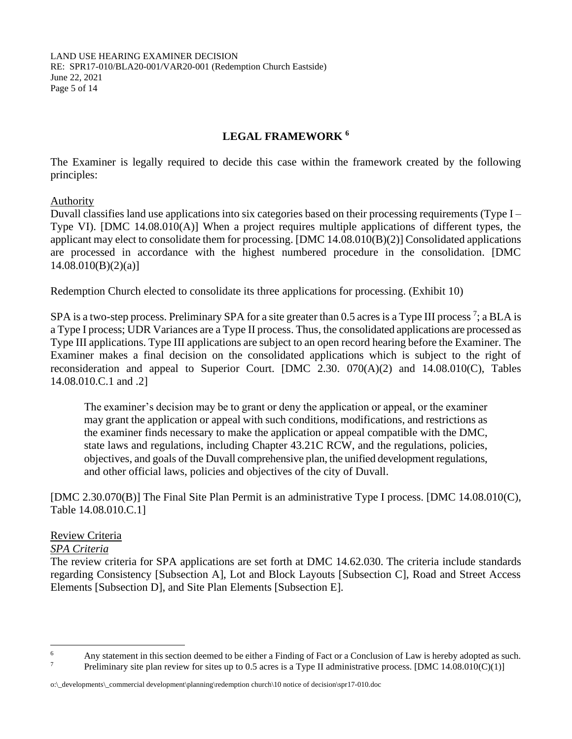## LEGAL FRAMEWORK [6]

The Examiner is legally required to decide this case within the framework created by the following principles:

Authority

Duvall classifies land use applications into six categories based on their processing requirements (Type I – Type VI). [DMC 14.08.010(A)] When a project requires multiple applications of different types, the applicant may elect to consolidate them for processing. [DMC 14.08.010(B)(2)] Consolidated applications are processed in accordance with the highest numbered procedure in the consolidation. [DMC 14.08.010(B)(2)(a)]

Redemption Church elected to consolidate its three applications for processing. (Exhibit 10)

SPA is a two-step process. Preliminary SPA for a site greater than 0.5 acres is a Type III process [7]; a BLA is a Type I process; UDR Variances are a Type II process. Thus, the consolidated applications are processed as Type III applications. Type III applications are subject to an open record hearing before the Examiner. The Examiner makes a final decision on the consolidated applications which is subject to the right of reconsideration and appeal to Superior Court. [DMC 2.30. 070(A)(2) and 14.08.010(C), Tables 14.08.010.C.1 and .2]

> The examiner's decision may be to grant or deny the application or appeal, or the examiner may grant the application or appeal with such conditions, modifications, and restrictions as the examiner finds necessary to make the application or appeal compatible with the DMC, state laws and regulations, including Chapter 43.21C RCW, and the regulations, policies, objectives, and goals of the Duvall comprehensive plan, the unified development regulations, and other official laws, policies and objectives of the city of Duvall.

[DMC 2.30.070(B)] The Final Site Plan Permit is an administrative Type I process. [DMC 14.08.010(C), Table 14.08.010.C.1]

Review Criteria

*SPA Criteria*

The review criteria for SPA applications are set forth at DMC 14.62.030. The criteria include standards regarding Consistency [Subsection A], Lot and Block Layouts [Subsection C], Road and Street Access Elements [Subsection D], and Site Plan Elements [Subsection E].

---

[6] Any statement in this section deemed to be either a Finding of Fact or a Conclusion of Law is hereby adopted as such.

[7] Preliminary site plan review for sites up to 0.5 acres is a Type II administrative process. [DMC 14.08.010(C)(1)]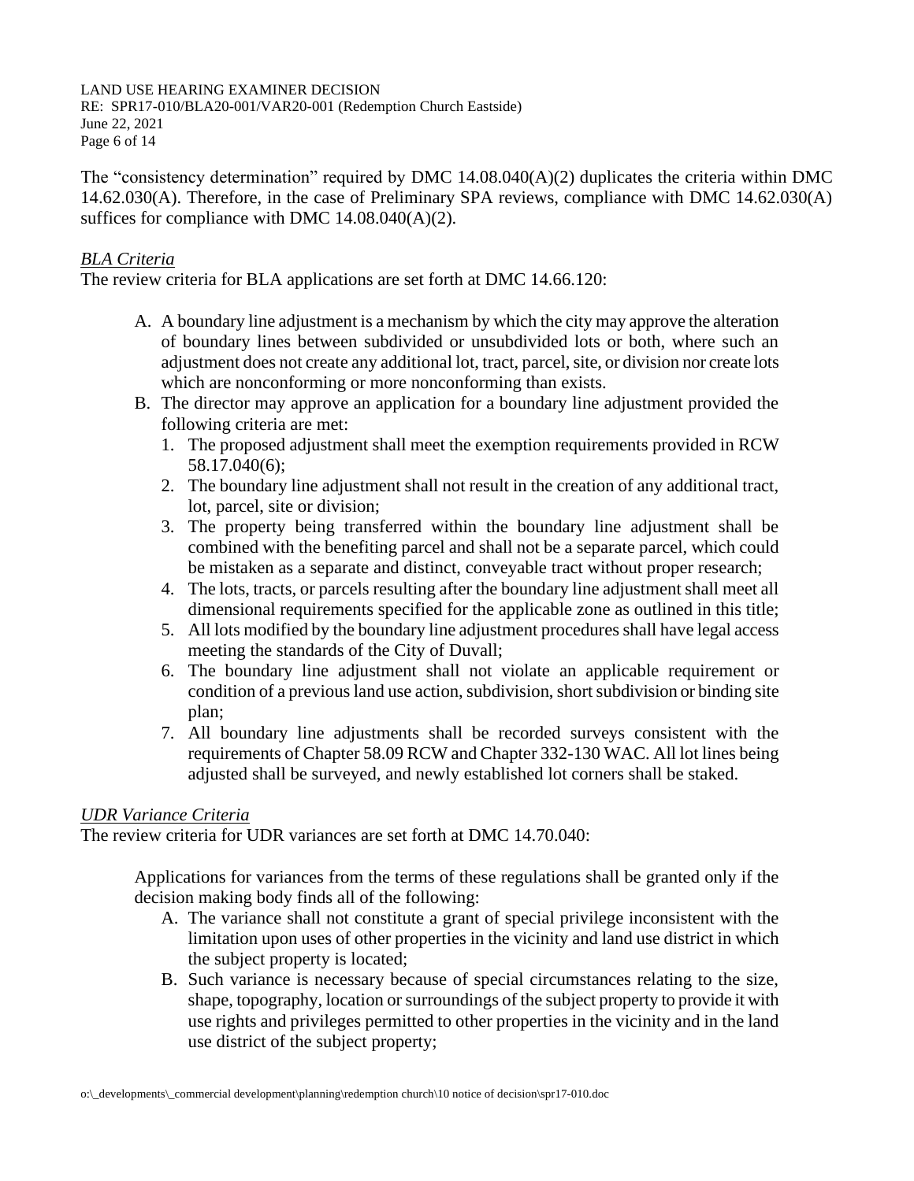The "consistency determination" required by DMC 14.08.040(A)(2) duplicates the criteria within DMC 14.62.030(A). Therefore, in the case of Preliminary SPA reviews, compliance with DMC 14.62.030(A) suffices for compliance with DMC 14.08.040(A)(2).

*BLA Criteria*

The review criteria for BLA applications are set forth at DMC 14.66.120:

> A. A boundary line adjustment is a mechanism by which the city may approve the alteration of boundary lines between subdivided or unsubdivided lots or both, where such an adjustment does not create any additional lot, tract, parcel, site, or division nor create lots which are nonconforming or more nonconforming than exists.
>
> B. The director may approve an application for a boundary line adjustment provided the following criteria are met:
>    1. The proposed adjustment shall meet the exemption requirements provided in RCW 58.17.040(6);
>    2. The boundary line adjustment shall not result in the creation of any additional tract, lot, parcel, site or division;
>    3. The property being transferred within the boundary line adjustment shall be combined with the benefiting parcel and shall not be a separate parcel, which could be mistaken as a separate and distinct, conveyable tract without proper research;
>    4. The lots, tracts, or parcels resulting after the boundary line adjustment shall meet all dimensional requirements specified for the applicable zone as outlined in this title;
>    5. All lots modified by the boundary line adjustment procedures shall have legal access meeting the standards of the City of Duvall;
>    6. The boundary line adjustment shall not violate an applicable requirement or condition of a previous land use action, subdivision, short subdivision or binding site plan;
>    7. All boundary line adjustments shall be recorded surveys consistent with the requirements of Chapter 58.09 RCW and Chapter 332-130 WAC. All lot lines being adjusted shall be surveyed, and newly established lot corners shall be staked.

*UDR Variance Criteria*

The review criteria for UDR variances are set forth at DMC 14.70.040:

> Applications for variances from the terms of these regulations shall be granted only if the decision making body finds all of the following:
>
> A. The variance shall not constitute a grant of special privilege inconsistent with the limitation upon uses of other properties in the vicinity and land use district in which the subject property is located;
>
> B. Such variance is necessary because of special circumstances relating to the size, shape, topography, location or surroundings of the subject property to provide it with use rights and privileges permitted to other properties in the vicinity and in the land use district of the subject property;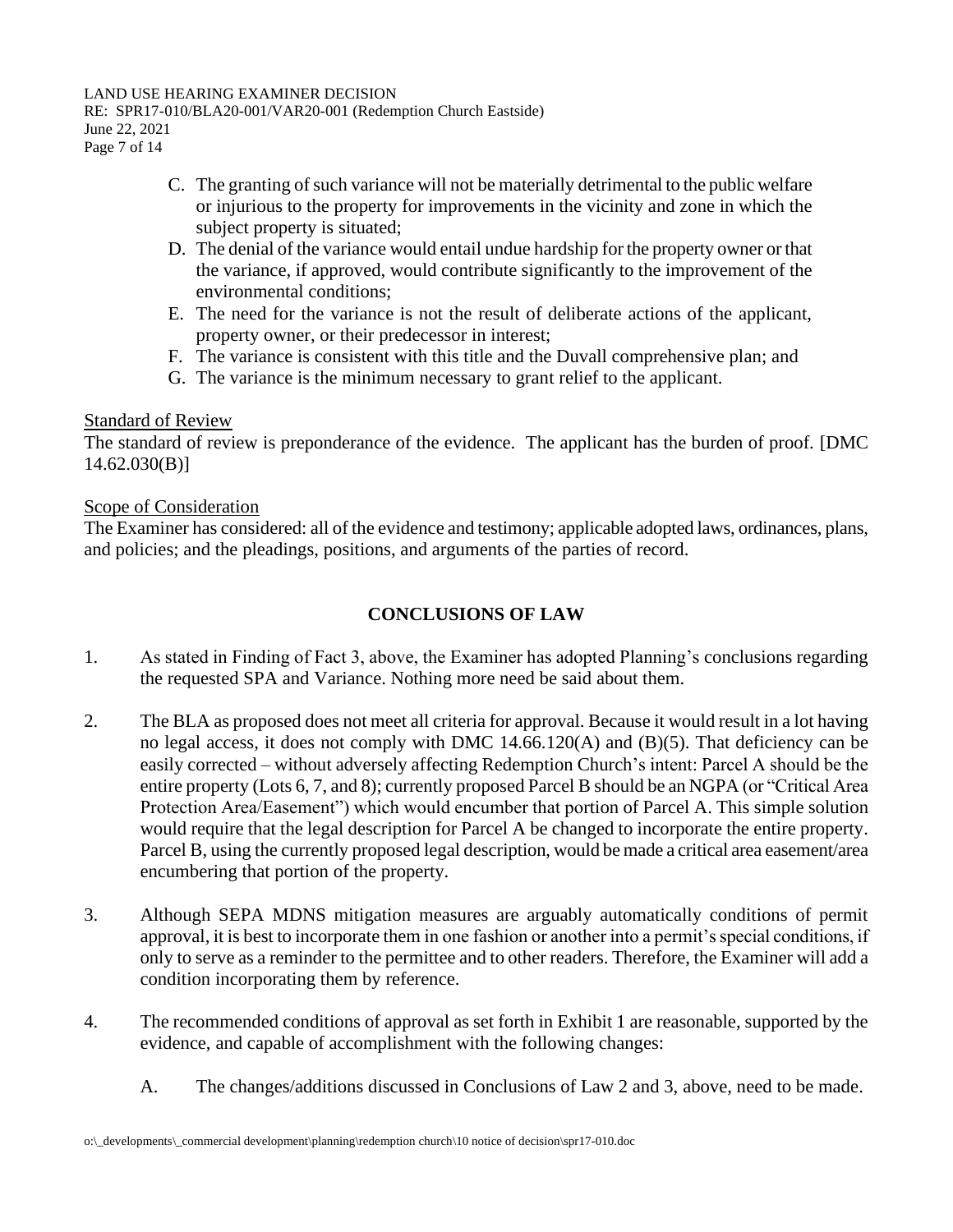C. The granting of such variance will not be materially detrimental to the public welfare or injurious to the property for improvements in the vicinity and zone in which the subject property is situated;
D. The denial of the variance would entail undue hardship for the property owner or that the variance, if approved, would contribute significantly to the improvement of the environmental conditions;
E. The need for the variance is not the result of deliberate actions of the applicant, property owner, or their predecessor in interest;
F. The variance is consistent with this title and the Duvall comprehensive plan; and
G. The variance is the minimum necessary to grant relief to the applicant.

Standard of Review

The standard of review is preponderance of the evidence. The applicant has the burden of proof. [DMC 14.62.030(B)]

Scope of Consideration

The Examiner has considered: all of the evidence and testimony; applicable adopted laws, ordinances, plans, and policies; and the pleadings, positions, and arguments of the parties of record.

## CONCLUSIONS OF LAW

1. As stated in Finding of Fact 3, above, the Examiner has adopted Planning's conclusions regarding the requested SPA and Variance. Nothing more need be said about them.

2. The BLA as proposed does not meet all criteria for approval. Because it would result in a lot having no legal access, it does not comply with DMC 14.66.120(A) and (B)(5). That deficiency can be easily corrected – without adversely affecting Redemption Church's intent: Parcel A should be the entire property (Lots 6, 7, and 8); currently proposed Parcel B should be an NGPA (or "Critical Area Protection Area/Easement") which would encumber that portion of Parcel A. This simple solution would require that the legal description for Parcel A be changed to incorporate the entire property. Parcel B, using the currently proposed legal description, would be made a critical area easement/area encumbering that portion of the property.

3. Although SEPA MDNS mitigation measures are arguably automatically conditions of permit approval, it is best to incorporate them in one fashion or another into a permit's special conditions, if only to serve as a reminder to the permittee and to other readers. Therefore, the Examiner will add a condition incorporating them by reference.

4. The recommended conditions of approval as set forth in Exhibit 1 are reasonable, supported by the evidence, and capable of accomplishment with the following changes:

   A. The changes/additions discussed in Conclusions of Law 2 and 3, above, need to be made.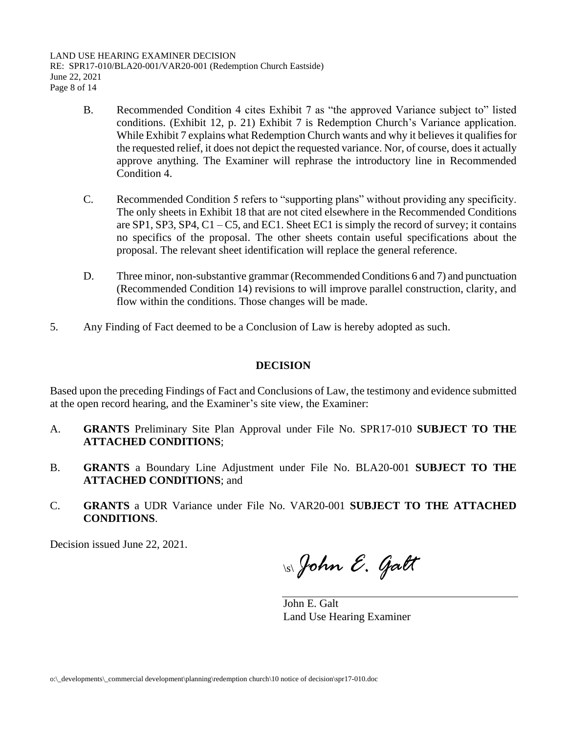B. Recommended Condition 4 cites Exhibit 7 as "the approved Variance subject to" listed conditions. (Exhibit 12, p. 21) Exhibit 7 is Redemption Church's Variance application. While Exhibit 7 explains what Redemption Church wants and why it believes it qualifies for the requested relief, it does not depict the requested variance. Nor, of course, does it actually approve anything. The Examiner will rephrase the introductory line in Recommended Condition 4.

C. Recommended Condition 5 refers to "supporting plans" without providing any specificity. The only sheets in Exhibit 18 that are not cited elsewhere in the Recommended Conditions are SP1, SP3, SP4, C1 – C5, and EC1. Sheet EC1 is simply the record of survey; it contains no specifics of the proposal. The other sheets contain useful specifications about the proposal. The relevant sheet identification will replace the general reference.

D. Three minor, non-substantive grammar (Recommended Conditions 6 and 7) and punctuation (Recommended Condition 14) revisions to will improve parallel construction, clarity, and flow within the conditions. Those changes will be made.

5. Any Finding of Fact deemed to be a Conclusion of Law is hereby adopted as such.

## DECISION

Based upon the preceding Findings of Fact and Conclusions of Law, the testimony and evidence submitted at the open record hearing, and the Examiner's site view, the Examiner:

A. **GRANTS** Preliminary Site Plan Approval under File No. SPR17-010 **SUBJECT TO THE ATTACHED CONDITIONS**;

B. **GRANTS** a Boundary Line Adjustment under File No. BLA20-001 **SUBJECT TO THE ATTACHED CONDITIONS**; and

C. **GRANTS** a UDR Variance under File No. VAR20-001 **SUBJECT TO THE ATTACHED CONDITIONS**.

Decision issued June 22, 2021.

\s\ *John E. Galt*

John E. Galt
Land Use Hearing Examiner

o:\_developments\_commercial development\planning\redemption church\10 notice of decision\spr17-010.doc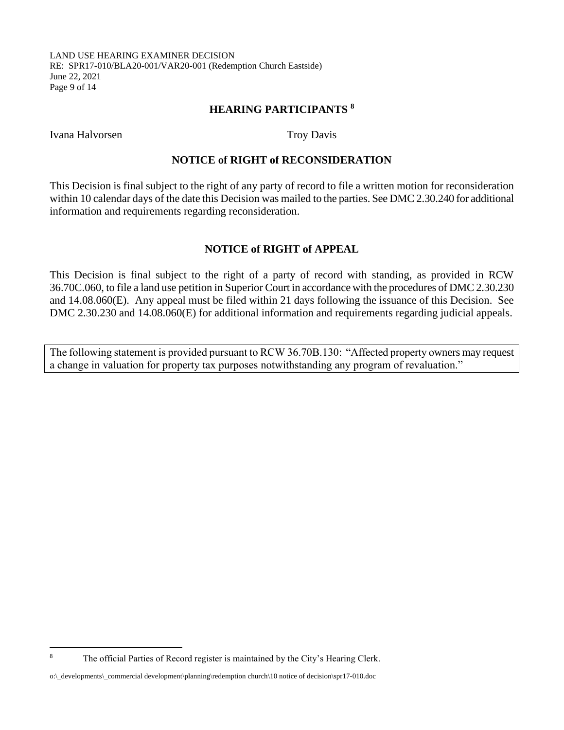## HEARING PARTICIPANTS [8]

Ivana Halvorsen | Troy Davis

## NOTICE of RIGHT of RECONSIDERATION

This Decision is final subject to the right of any party of record to file a written motion for reconsideration within 10 calendar days of the date this Decision was mailed to the parties. See DMC 2.30.240 for additional information and requirements regarding reconsideration.

## NOTICE of RIGHT of APPEAL

This Decision is final subject to the right of a party of record with standing, as provided in RCW 36.70C.060, to file a land use petition in Superior Court in accordance with the procedures of DMC 2.30.230 and 14.08.060(E). Any appeal must be filed within 21 days following the issuance of this Decision. See DMC 2.30.230 and 14.08.060(E) for additional information and requirements regarding judicial appeals.

> The following statement is provided pursuant to RCW 36.70B.130: "Affected property owners may request a change in valuation for property tax purposes notwithstanding any program of revaluation."

---

[8] The official Parties of Record register is maintained by the City's Hearing Clerk.

o:\_developments\_commercial development\planning\redemption church\10 notice of decision\spr17-010.doc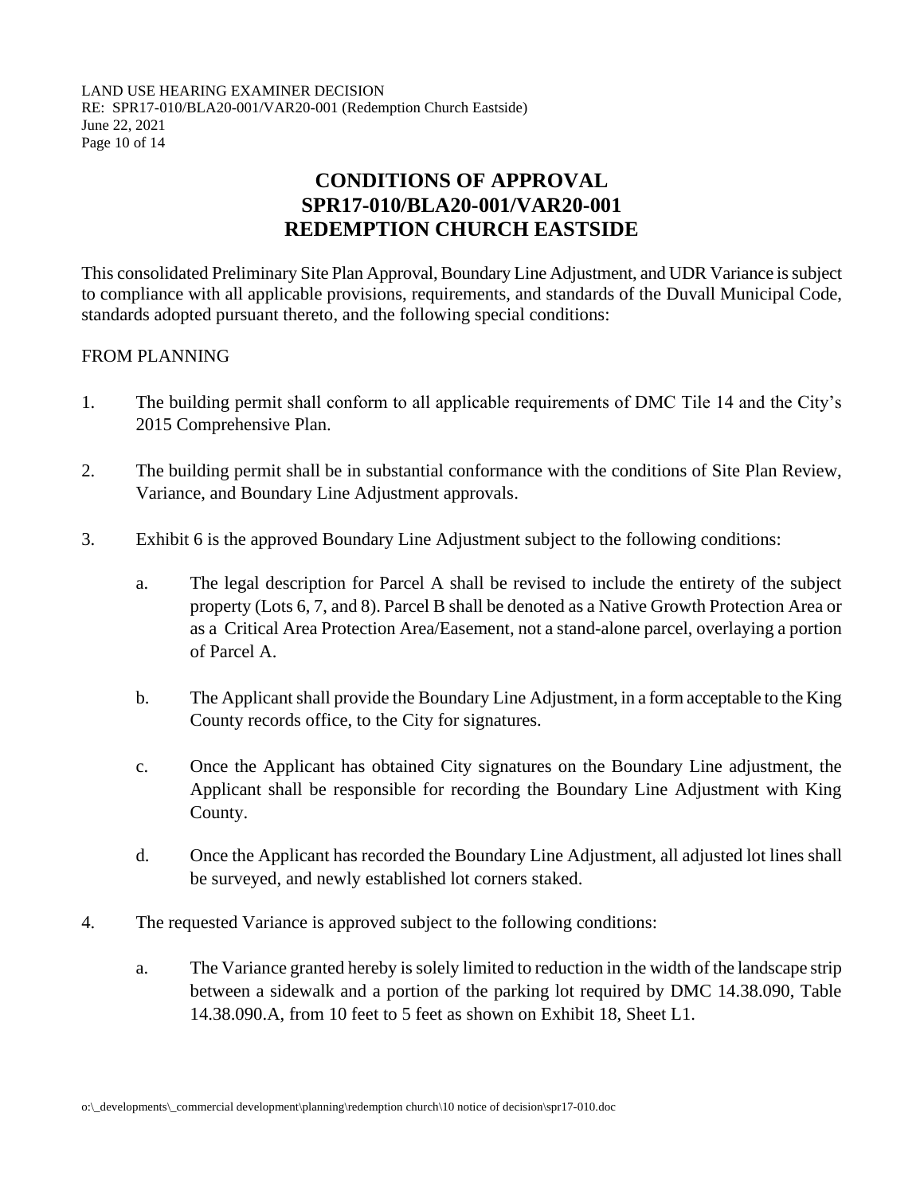# CONDITIONS OF APPROVAL
# SPR17-010/BLA20-001/VAR20-001
# REDEMPTION CHURCH EASTSIDE

This consolidated Preliminary Site Plan Approval, Boundary Line Adjustment, and UDR Variance is subject to compliance with all applicable provisions, requirements, and standards of the Duvall Municipal Code, standards adopted pursuant thereto, and the following special conditions:

FROM PLANNING

1. The building permit shall conform to all applicable requirements of DMC Tile 14 and the City's 2015 Comprehensive Plan.

2. The building permit shall be in substantial conformance with the conditions of Site Plan Review, Variance, and Boundary Line Adjustment approvals.

3. Exhibit 6 is the approved Boundary Line Adjustment subject to the following conditions:

   a. The legal description for Parcel A shall be revised to include the entirety of the subject property (Lots 6, 7, and 8). Parcel B shall be denoted as a Native Growth Protection Area or as a Critical Area Protection Area/Easement, not a stand-alone parcel, overlaying a portion of Parcel A.

   b. The Applicant shall provide the Boundary Line Adjustment, in a form acceptable to the King County records office, to the City for signatures.

   c. Once the Applicant has obtained City signatures on the Boundary Line adjustment, the Applicant shall be responsible for recording the Boundary Line Adjustment with King County.

   d. Once the Applicant has recorded the Boundary Line Adjustment, all adjusted lot lines shall be surveyed, and newly established lot corners staked.

4. The requested Variance is approved subject to the following conditions:

   a. The Variance granted hereby is solely limited to reduction in the width of the landscape strip between a sidewalk and a portion of the parking lot required by DMC 14.38.090, Table 14.38.090.A, from 10 feet to 5 feet as shown on Exhibit 18, Sheet L1.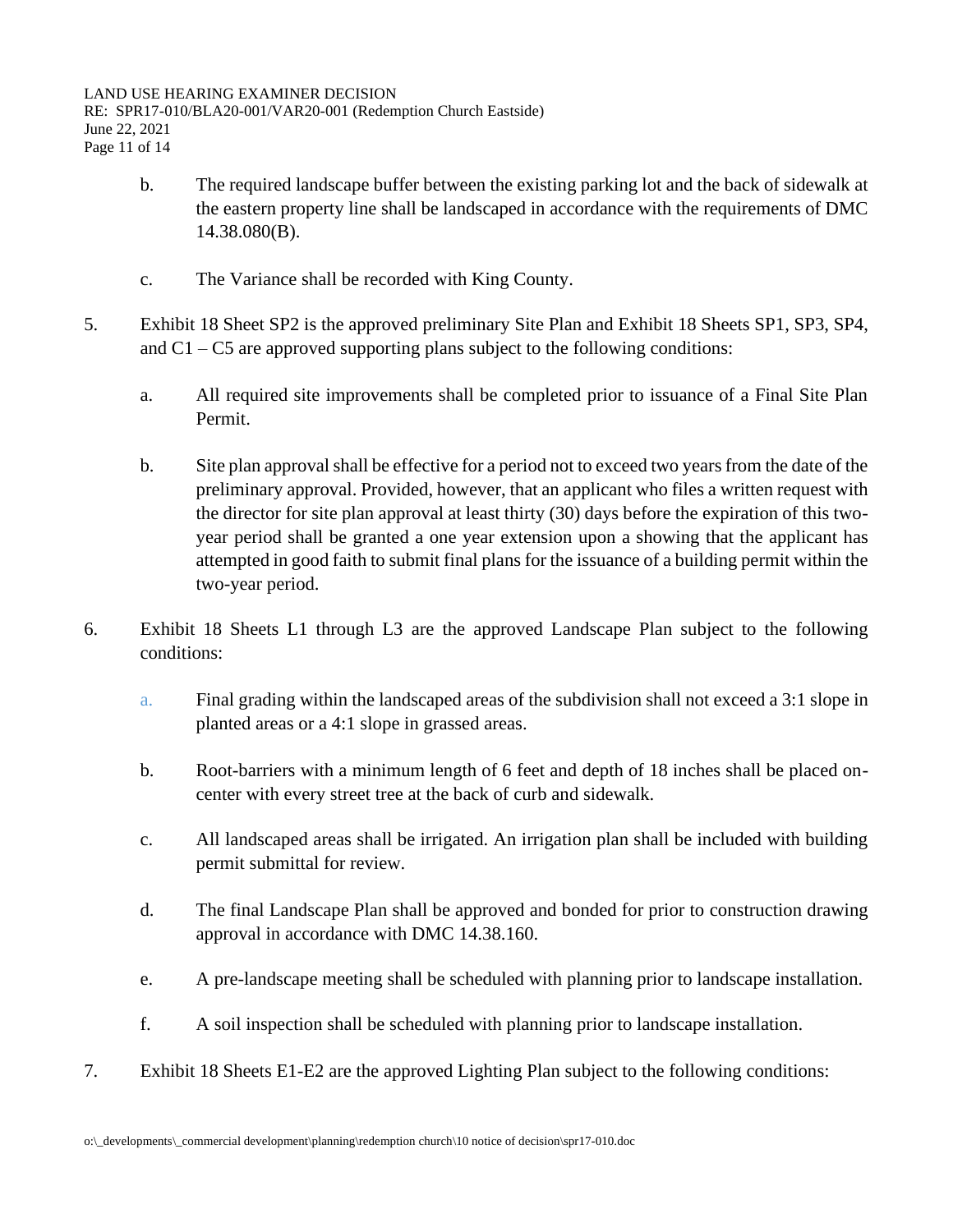b. The required landscape buffer between the existing parking lot and the back of sidewalk at the eastern property line shall be landscaped in accordance with the requirements of DMC 14.38.080(B).

c. The Variance shall be recorded with King County.

5. Exhibit 18 Sheet SP2 is the approved preliminary Site Plan and Exhibit 18 Sheets SP1, SP3, SP4, and C1 – C5 are approved supporting plans subject to the following conditions:

   a. All required site improvements shall be completed prior to issuance of a Final Site Plan Permit.

   b. Site plan approval shall be effective for a period not to exceed two years from the date of the preliminary approval. Provided, however, that an applicant who files a written request with the director for site plan approval at least thirty (30) days before the expiration of this two-year period shall be granted a one year extension upon a showing that the applicant has attempted in good faith to submit final plans for the issuance of a building permit within the two-year period.

6. Exhibit 18 Sheets L1 through L3 are the approved Landscape Plan subject to the following conditions:

   a. Final grading within the landscaped areas of the subdivision shall not exceed a 3:1 slope in planted areas or a 4:1 slope in grassed areas.

   b. Root-barriers with a minimum length of 6 feet and depth of 18 inches shall be placed on-center with every street tree at the back of curb and sidewalk.

   c. All landscaped areas shall be irrigated. An irrigation plan shall be included with building permit submittal for review.

   d. The final Landscape Plan shall be approved and bonded for prior to construction drawing approval in accordance with DMC 14.38.160.

   e. A pre-landscape meeting shall be scheduled with planning prior to landscape installation.

   f. A soil inspection shall be scheduled with planning prior to landscape installation.

7. Exhibit 18 Sheets E1-E2 are the approved Lighting Plan subject to the following conditions: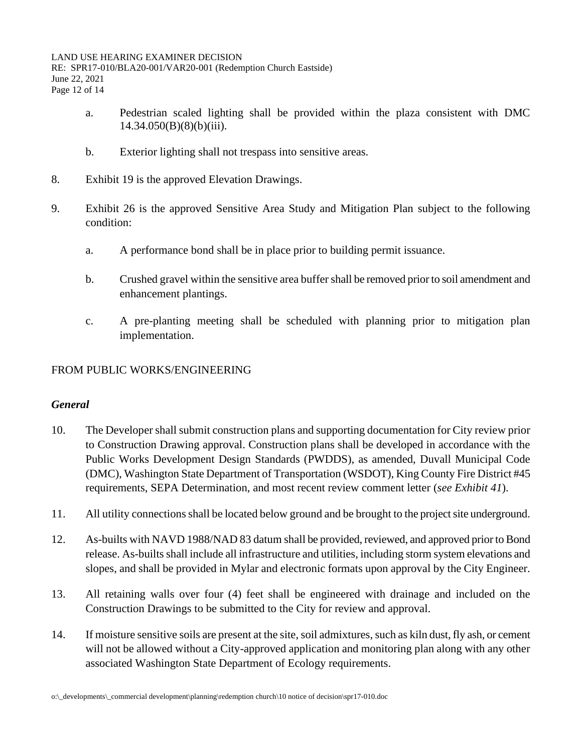a. Pedestrian scaled lighting shall be provided within the plaza consistent with DMC 14.34.050(B)(8)(b)(iii).

b. Exterior lighting shall not trespass into sensitive areas.

8. Exhibit 19 is the approved Elevation Drawings.

9. Exhibit 26 is the approved Sensitive Area Study and Mitigation Plan subject to the following condition:

   a. A performance bond shall be in place prior to building permit issuance.

   b. Crushed gravel within the sensitive area buffer shall be removed prior to soil amendment and enhancement plantings.

   c. A pre-planting meeting shall be scheduled with planning prior to mitigation plan implementation.

FROM PUBLIC WORKS/ENGINEERING

***General***

10. The Developer shall submit construction plans and supporting documentation for City review prior to Construction Drawing approval. Construction plans shall be developed in accordance with the Public Works Development Design Standards (PWDDS), as amended, Duvall Municipal Code (DMC), Washington State Department of Transportation (WSDOT), King County Fire District #45 requirements, SEPA Determination, and most recent review comment letter (*see Exhibit 41*).

11. All utility connections shall be located below ground and be brought to the project site underground.

12. As-builts with NAVD 1988/NAD 83 datum shall be provided, reviewed, and approved prior to Bond release. As-builts shall include all infrastructure and utilities, including storm system elevations and slopes, and shall be provided in Mylar and electronic formats upon approval by the City Engineer.

13. All retaining walls over four (4) feet shall be engineered with drainage and included on the Construction Drawings to be submitted to the City for review and approval.

14. If moisture sensitive soils are present at the site, soil admixtures, such as kiln dust, fly ash, or cement will not be allowed without a City-approved application and monitoring plan along with any other associated Washington State Department of Ecology requirements.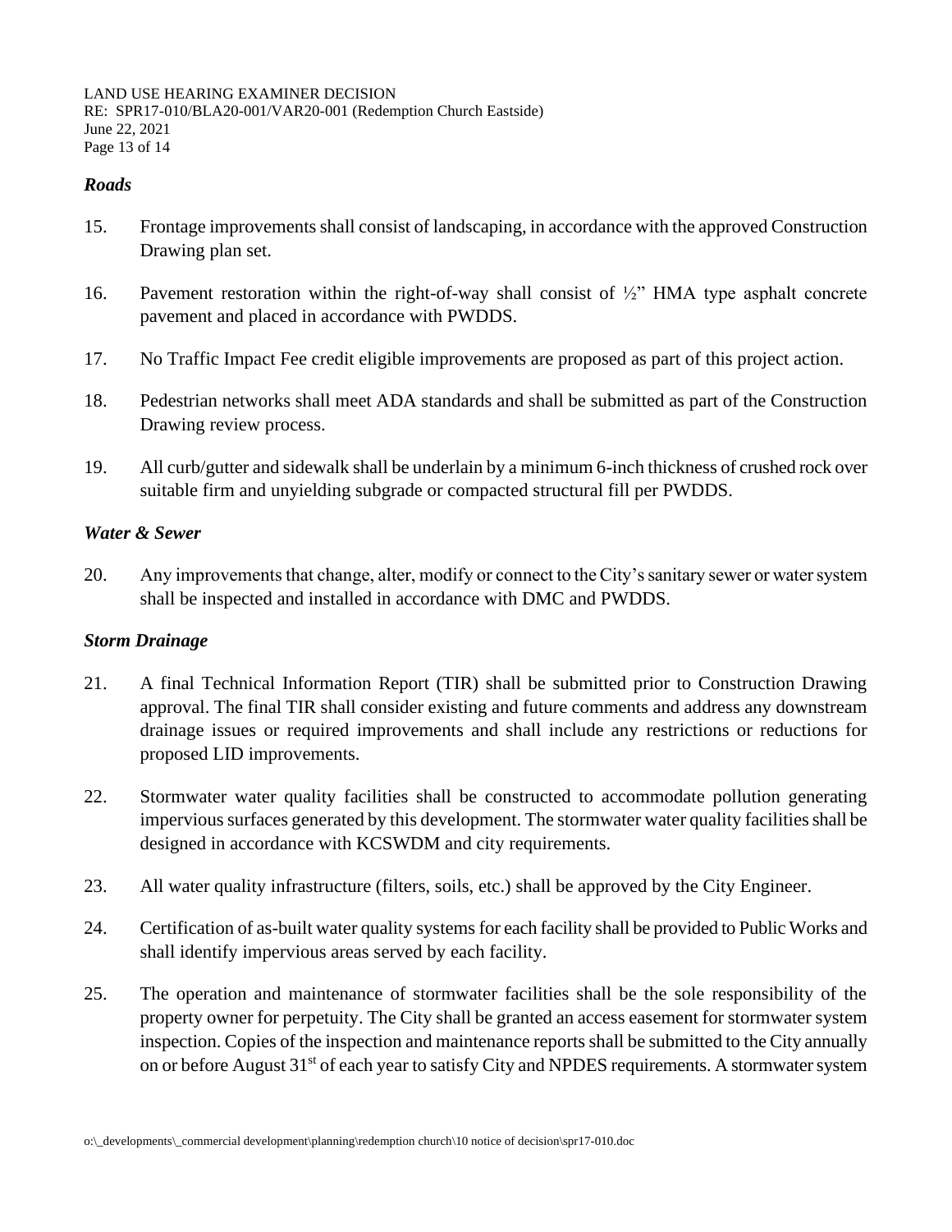### *Roads*

15. Frontage improvements shall consist of landscaping, in accordance with the approved Construction Drawing plan set.

16. Pavement restoration within the right-of-way shall consist of ½" HMA type asphalt concrete pavement and placed in accordance with PWDDS.

17. No Traffic Impact Fee credit eligible improvements are proposed as part of this project action.

18. Pedestrian networks shall meet ADA standards and shall be submitted as part of the Construction Drawing review process.

19. All curb/gutter and sidewalk shall be underlain by a minimum 6-inch thickness of crushed rock over suitable firm and unyielding subgrade or compacted structural fill per PWDDS.

### *Water & Sewer*

20. Any improvements that change, alter, modify or connect to the City's sanitary sewer or water system shall be inspected and installed in accordance with DMC and PWDDS.

### *Storm Drainage*

21. A final Technical Information Report (TIR) shall be submitted prior to Construction Drawing approval. The final TIR shall consider existing and future comments and address any downstream drainage issues or required improvements and shall include any restrictions or reductions for proposed LID improvements.

22. Stormwater water quality facilities shall be constructed to accommodate pollution generating impervious surfaces generated by this development. The stormwater water quality facilities shall be designed in accordance with KCSWDM and city requirements.

23. All water quality infrastructure (filters, soils, etc.) shall be approved by the City Engineer.

24. Certification of as-built water quality systems for each facility shall be provided to Public Works and shall identify impervious areas served by each facility.

25. The operation and maintenance of stormwater facilities shall be the sole responsibility of the property owner for perpetuity. The City shall be granted an access easement for stormwater system inspection. Copies of the inspection and maintenance reports shall be submitted to the City annually on or before August 31st of each year to satisfy City and NPDES requirements. A stormwater system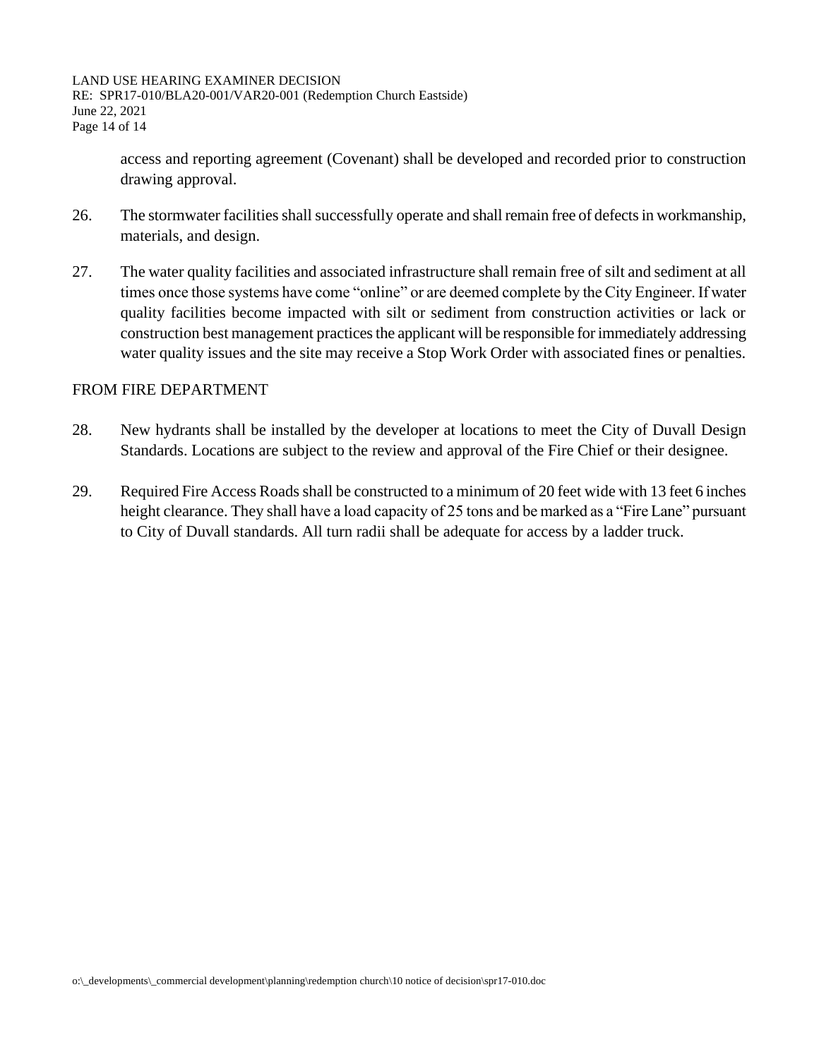access and reporting agreement (Covenant) shall be developed and recorded prior to construction drawing approval.

26. The stormwater facilities shall successfully operate and shall remain free of defects in workmanship, materials, and design.

27. The water quality facilities and associated infrastructure shall remain free of silt and sediment at all times once those systems have come "online" or are deemed complete by the City Engineer. If water quality facilities become impacted with silt or sediment from construction activities or lack or construction best management practices the applicant will be responsible for immediately addressing water quality issues and the site may receive a Stop Work Order with associated fines or penalties.

FROM FIRE DEPARTMENT

28. New hydrants shall be installed by the developer at locations to meet the City of Duvall Design Standards. Locations are subject to the review and approval of the Fire Chief or their designee.

29. Required Fire Access Roads shall be constructed to a minimum of 20 feet wide with 13 feet 6 inches height clearance. They shall have a load capacity of 25 tons and be marked as a "Fire Lane" pursuant to City of Duvall standards. All turn radii shall be adequate for access by a ladder truck.